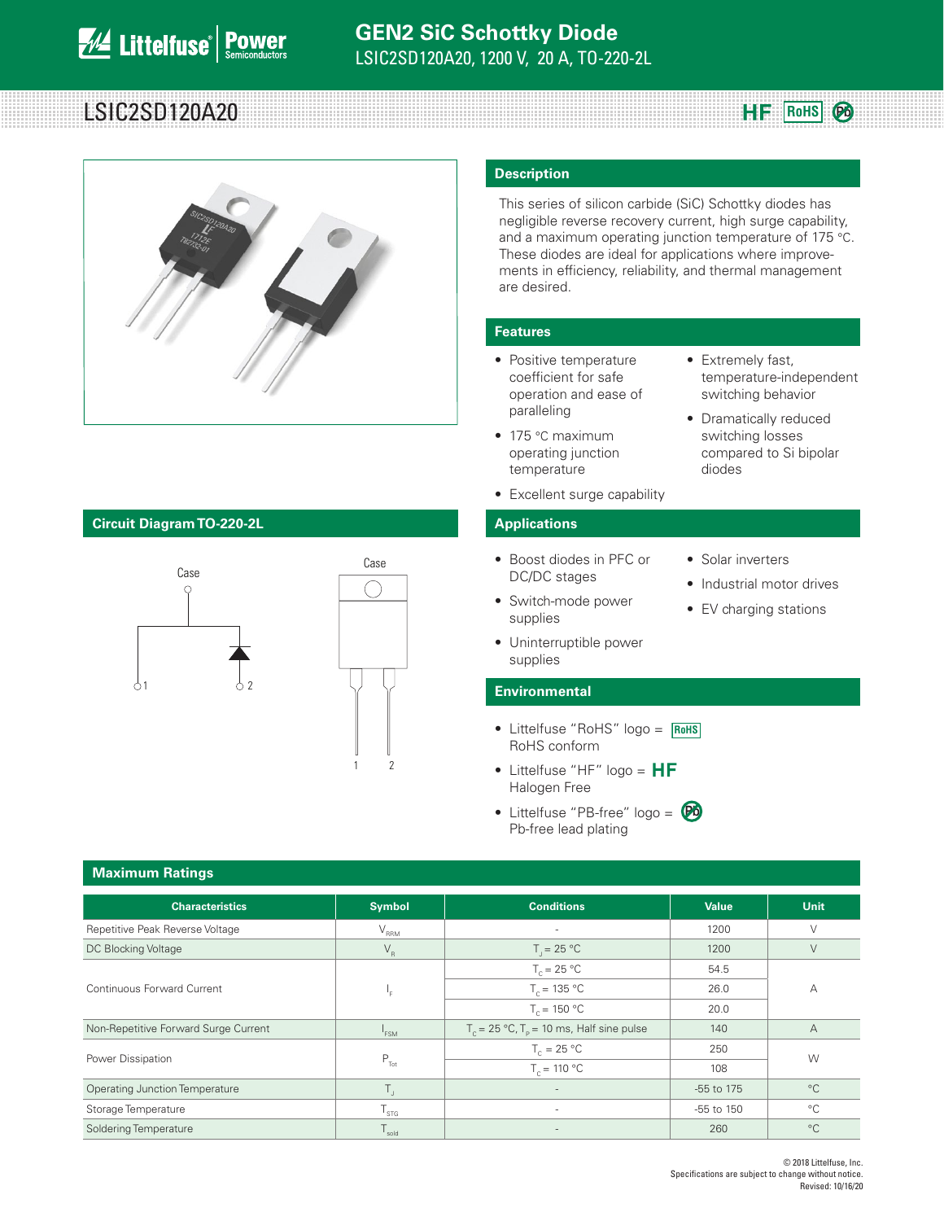# GEN2 SiC Schottky Diode

LSIC2SD120A20, 1200 V, 20 A, TO-220-2L

## LSIC2SD120A20

HF RoHS Pb

## Description

This series of silicon carbide (SiC) Schottky diodes has negligible reverse recovery current, high surge capability, and a maximum operating junction temperature of 175 °C. These diodes are ideal for applications where improvements in efficiency, reliability, and thermal management are desired.

## Features

- Positive temperature coefficient for safe operation and ease of paralleling
- 175 °C maximum operating junction temperature
- Excellent surge capability
- Extremely fast, temperature-independent switching behavior
- Dramatically reduced switching losses compared to Si bipolar diodes

## Circuit Diagram TO-220-2L

Case

1 2

Case

1 2

## Applications

- Boost diodes in PFC or DC/DC stages
- Switch-mode power supplies
- Uninterruptible power supplies
- Solar inverters
- Industrial motor drives
- EV charging stations

## Environmental

- Littelfuse "RoHS" logo = RoHS conform
- Littelfuse "HF" logo = HF Halogen Free
- Littelfuse "PB-free" logo = Pb-free lead plating

## Maximum Ratings

| Characteristics | Symbol | Conditions | Value | Unit |
|---|---|---|---|---|
| Repetitive Peak Reverse Voltage | $V_{RRM}$ | - | 1200 | V |
| DC Blocking Voltage | $V_R$ | $T_J$ = 25 °C | 1200 | V |
| Continuous Forward Current | $I_F$ | $T_C$ = 25 °C | 54.5 | A |
| | | $T_C$ = 135 °C | 26.0 | |
| | | $T_C$ = 150 °C | 20.0 | |
| Non-Repetitive Forward Surge Current | $I_{FSM}$ | $T_C$ = 25 °C, $T_P$ = 10 ms, Half sine pulse | 140 | A |
| Power Dissipation | $P_{Tot}$ | $T_C$ = 25 °C | 250 | W |
| | | $T_C$ = 110 °C | 108 | |
| Operating Junction Temperature | $T_J$ | - | -55 to 175 | °C |
| Storage Temperature | $T_{STG}$ | - | -55 to 150 | °C |
| Soldering Temperature | $T_{sold}$ | - | 260 | °C |

© 2018 Littelfuse, Inc.
Specifications are subject to change without notice.
Revised: 10/16/20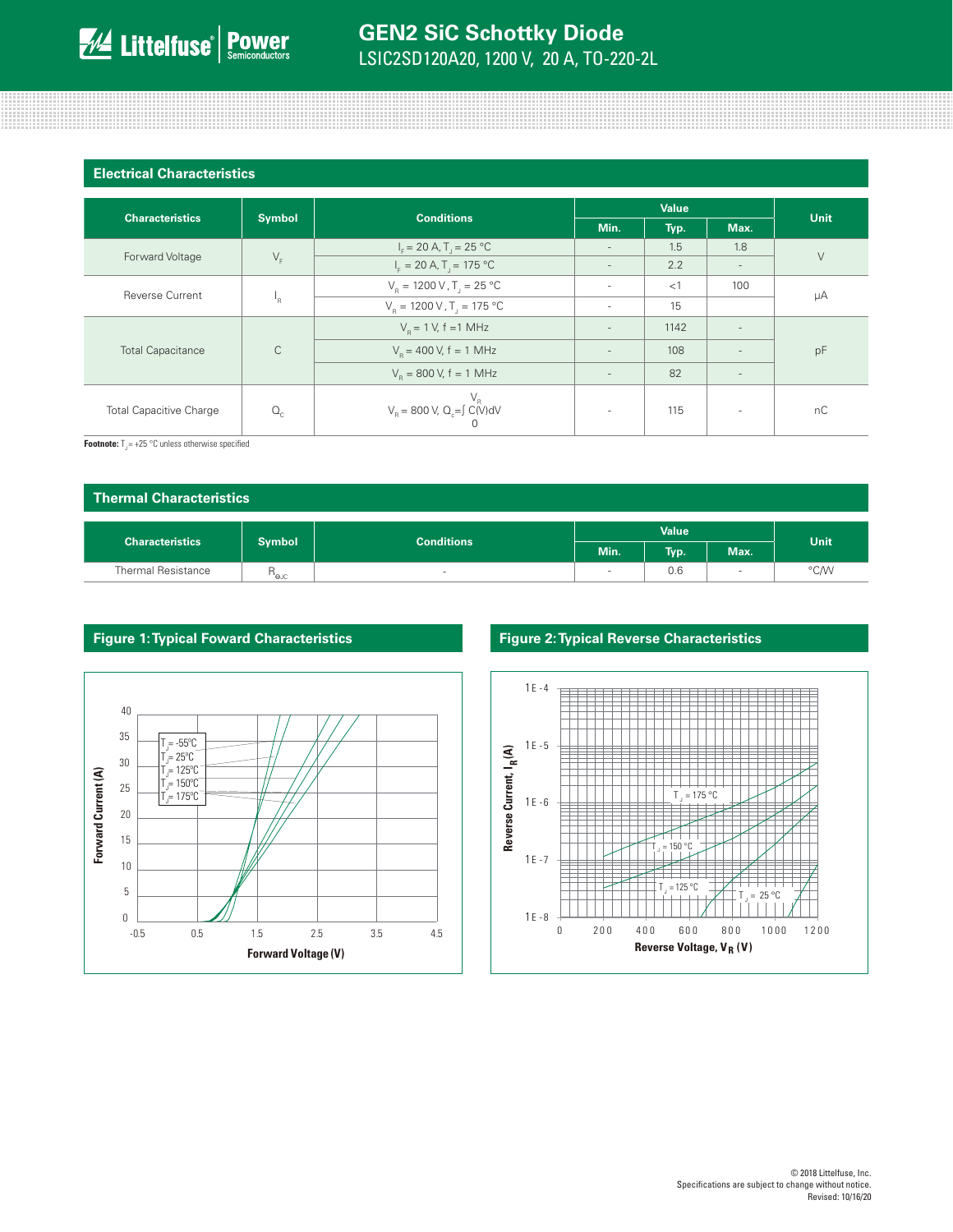## Electrical Characteristics

| Characteristics | Symbol | Conditions | Value | | | Unit |
|---|---|---|---|---|---|---|
| | | | Min. | Typ. | Max. | |
| Forward Voltage | $V_F$ | $I_F$ = 20 A, $T_J$ = 25 °C | - | 1.5 | 1.8 | V |
| | | $I_F$ = 20 A, $T_J$ = 175 °C | - | 2.2 | - | |
| Reverse Current | $I_R$ | $V_R$ = 1200 V, $T_J$ = 25 °C | - | <1 | 100 | µA |
| | | $V_R$ = 1200 V, $T_J$ = 175 °C | - | 15 | | |
| Total Capacitance | C | $V_R$ = 1 V, f =1 MHz | - | 1142 | - | pF |
| | | $V_R$ = 400 V, f = 1 MHz | - | 108 | - | |
| | | $V_R$ = 800 V, f = 1 MHz | - | 82 | - | |
| Total Capacitive Charge | $Q_C$ | $V_R$ = 800 V, $Q_c = \int_0^{V_R} C(V)dV$ | - | 115 | - | nC |

**Footnote:** $T_J$ = +25 °C unless otherwise specified

## Thermal Characteristics

| Characteristics | Symbol | Conditions | Value | | | Unit |
|---|---|---|---|---|---|---|
| | | | Min. | Typ. | Max. | |
| Thermal Resistance | $R_{\Theta JC}$ | - | - | 0.6 | - | °C/W |

## Figure 1: Typical Foward Characteristics

## Figure 2: Typical Reverse Characteristics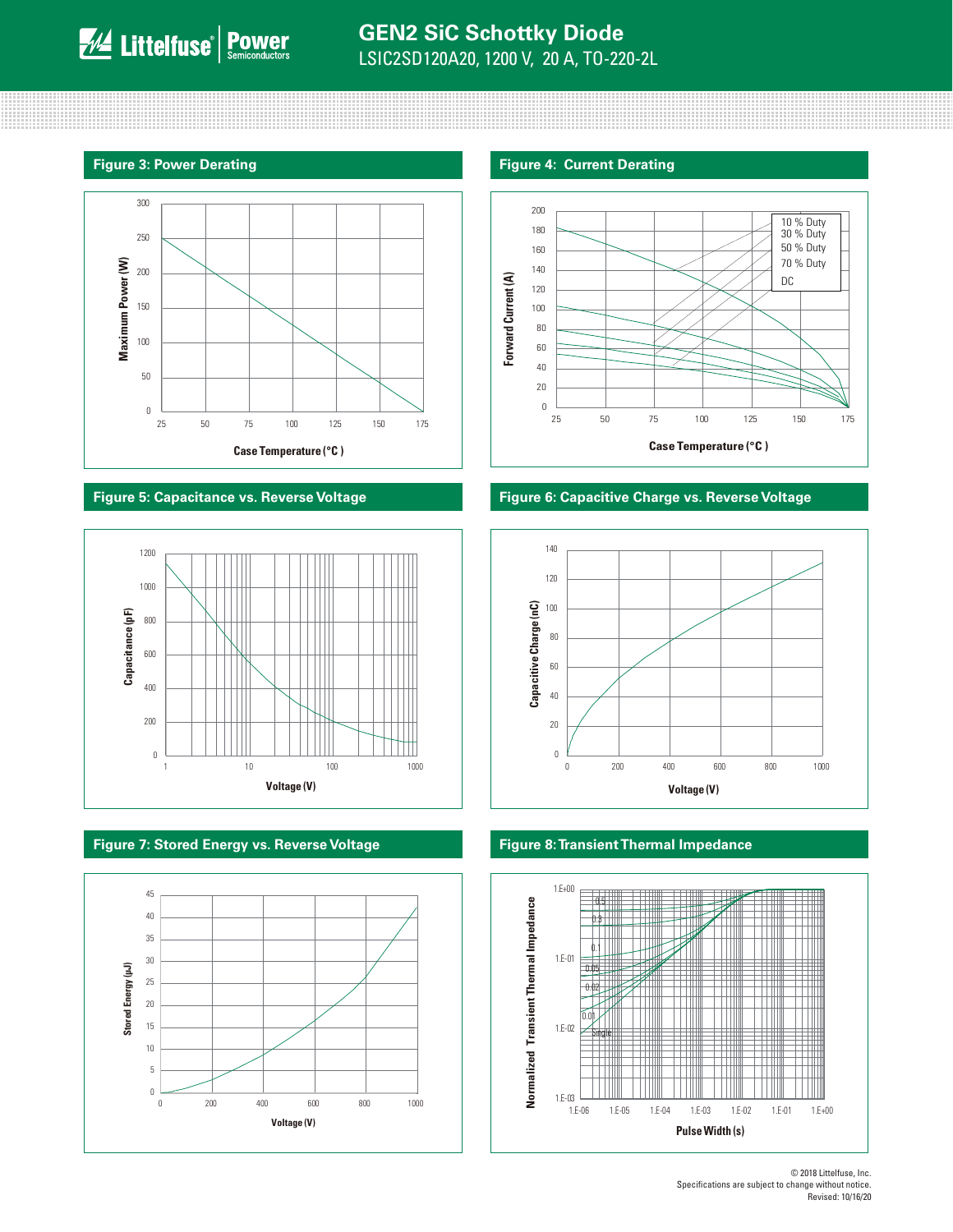## Figure 3: Power Derating

Maximum Power (W) vs. Case Temperature (°C)

## Figure 4: Current Derating

Forward Current (A) vs. Case Temperature (°C)

10 % Duty
30 % Duty
50 % Duty
70 % Duty
DC

## Figure 5: Capacitance vs. Reverse Voltage

Capacitance (pF) vs. Voltage (V)

## Figure 6: Capacitive Charge vs. Reverse Voltage

Capacitive Charge (nC) vs. Voltage (V)

## Figure 7: Stored Energy vs. Reverse Voltage

Stored Energy (µJ) vs. Voltage (V)

## Figure 8: Transient Thermal Impedance

Normalized Transient Thermal Impedance vs. Pulse Width (s)

0.5, 0.3, 0.1, 0.05, 0.02, 0.01, Single

© 2018 Littelfuse, Inc.
Specifications are subject to change without notice.
Revised: 10/16/20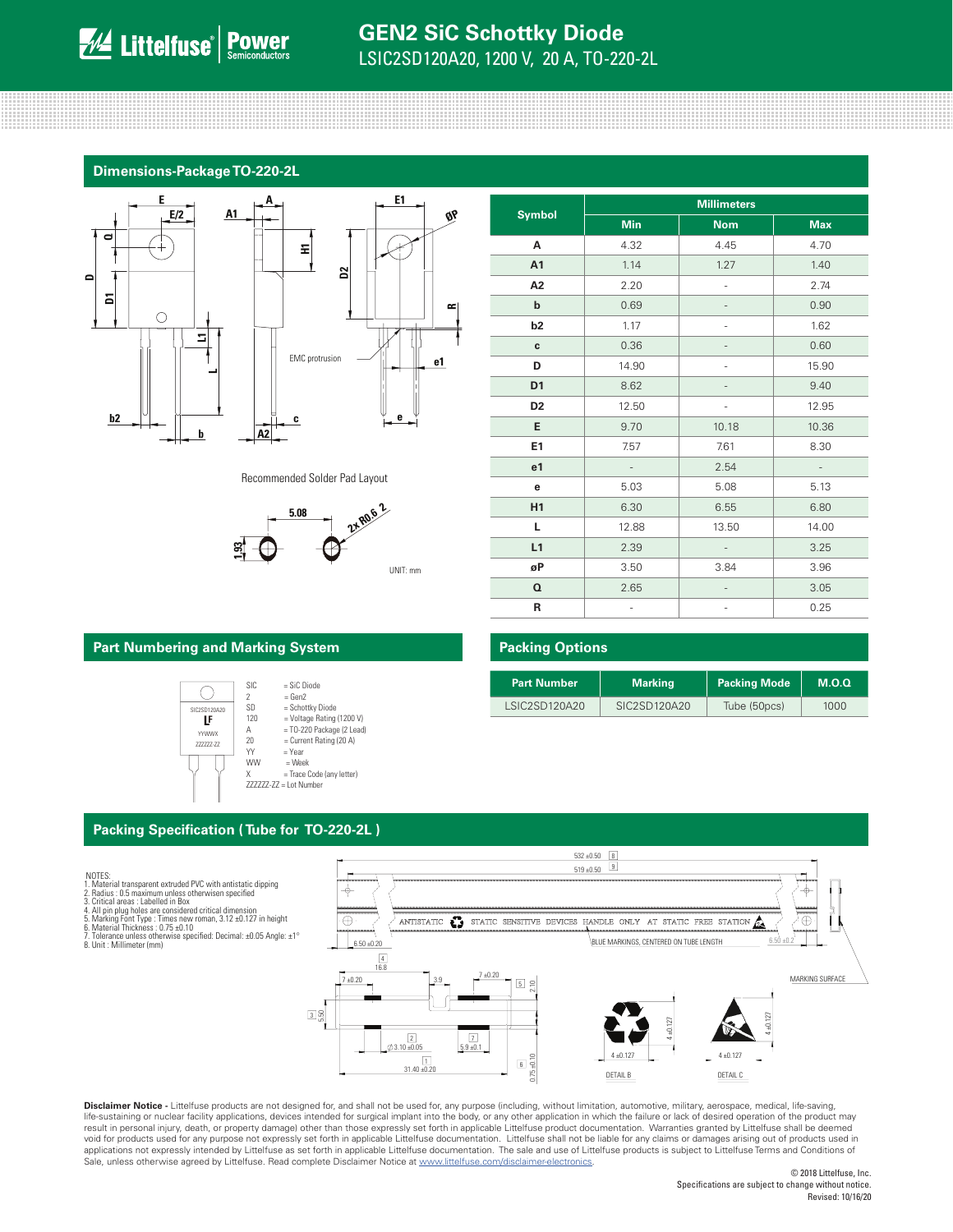# GEN2 SiC Schottky Diode

LSIC2SD120A20, 1200 V, 20 A, TO-220-2L

## Dimensions-Package TO-220-2L

EMC protrusion

Recommended Solder Pad Layout

5.08

2x R0.6 2

1.93

UNIT: mm

| Symbol | Millimeters | | |
|---|---|---|---|
| | Min | Nom | Max |
| A | 4.32 | 4.45 | 4.70 |
| A1 | 1.14 | 1.27 | 1.40 |
| A2 | 2.20 | - | 2.74 |
| b | 0.69 | - | 0.90 |
| b2 | 1.17 | - | 1.62 |
| c | 0.36 | - | 0.60 |
| D | 14.90 | - | 15.90 |
| D1 | 8.62 | - | 9.40 |
| D2 | 12.50 | - | 12.95 |
| E | 9.70 | 10.18 | 10.36 |
| E1 | 7.57 | 7.61 | 8.30 |
| e1 | - | 2.54 | - |
| e | 5.03 | 5.08 | 5.13 |
| H1 | 6.30 | 6.55 | 6.80 |
| L | 12.88 | 13.50 | 14.00 |
| L1 | 2.39 | - | 3.25 |
| øP | 3.50 | 3.84 | 3.96 |
| Q | 2.65 | - | 3.05 |
| R | - | - | 0.25 |

## Part Numbering and Marking System

SIC2SD120A20
LF
YYWWX
ZZZZZZ-ZZ

- SIC = SiC Diode
- 2 = Gen2
- SD = Schottky Diode
- 120 = Voltage Rating (1200 V)
- A = TO-220 Package (2 Lead)
- 20 = Current Rating (20 A)
- YY = Year
- WW = Week
- X = Trace Code (any letter)
- ZZZZZZ-ZZ = Lot Number

## Packing Options

| Part Number | Marking | Packing Mode | M.O.Q |
|---|---|---|---|
| LSIC2SD120A20 | SIC2SD120A20 | Tube (50pcs) | 1000 |

## Packing Specification ( Tube for TO-220-2L )

NOTES:
1. Material transparent extruded PVC with antistatic dipping
2. Radius : 0.5 maximum unless otherwisen specified
3. Critical areas : Labelled in Box
4. All pin plug holes are considered critical dimension
5. Marking Font Type : Times new roman, 3.12 ±0.127 in height
6. Material Thickness : 0.75 ±0.10
7. Tolerance unless otherwise specified: Decimal: ±0.05 Angle: ±1°
8. Unit : Millimeter (mm)

532 ±0.50 [8]
519 ±0.50 [9]
ANTISTATIC STATIC SENSITIVE DEVICES HANDLE ONLY AT STATIC FREE STATION
6.50 ±0.20
BLUE MARKINGS, CENTERED ON TUBE LENGTH
6.50 ±0.2
MARKING SURFACE
[4] 16.8
7 ±0.20
3.9
7 ±0.20
[5] 2.10
[3] 5.50
[2] Ø3.10 ±0.05
[7] 5.9 ±0.1
[1] 31.40 ±0.20
[6] 0.75 ±0.10
4 ±0.127
4 ±0.127
DETAIL B
4 ±0.127
4 ±0.127
DETAIL C

**Disclaimer Notice -** Littelfuse products are not designed for, and shall not be used for, any purpose (including, without limitation, automotive, military, aerospace, medical, life-saving, life-sustaining or nuclear facility applications, devices intended for surgical implant into the body, or any other application in which the failure or lack of desired operation of the product may result in personal injury, death, or property damage) other than those expressly set forth in applicable Littelfuse product documentation. Warranties granted by Littelfuse shall be deemed void for products used for any purpose not expressly set forth in applicable Littelfuse documentation. Littelfuse shall not be liable for any claims or damages arising out of products used in applications not expressly intended by Littelfuse as set forth in applicable Littelfuse documentation. The sale and use of Littelfuse products is subject to Littelfuse Terms and Conditions of Sale, unless otherwise agreed by Littelfuse. Read complete Disclaimer Notice at www.littelfuse.com/disclaimer-electronics.

© 2018 Littelfuse, Inc.
Specifications are subject to change without notice.
Revised: 10/16/20